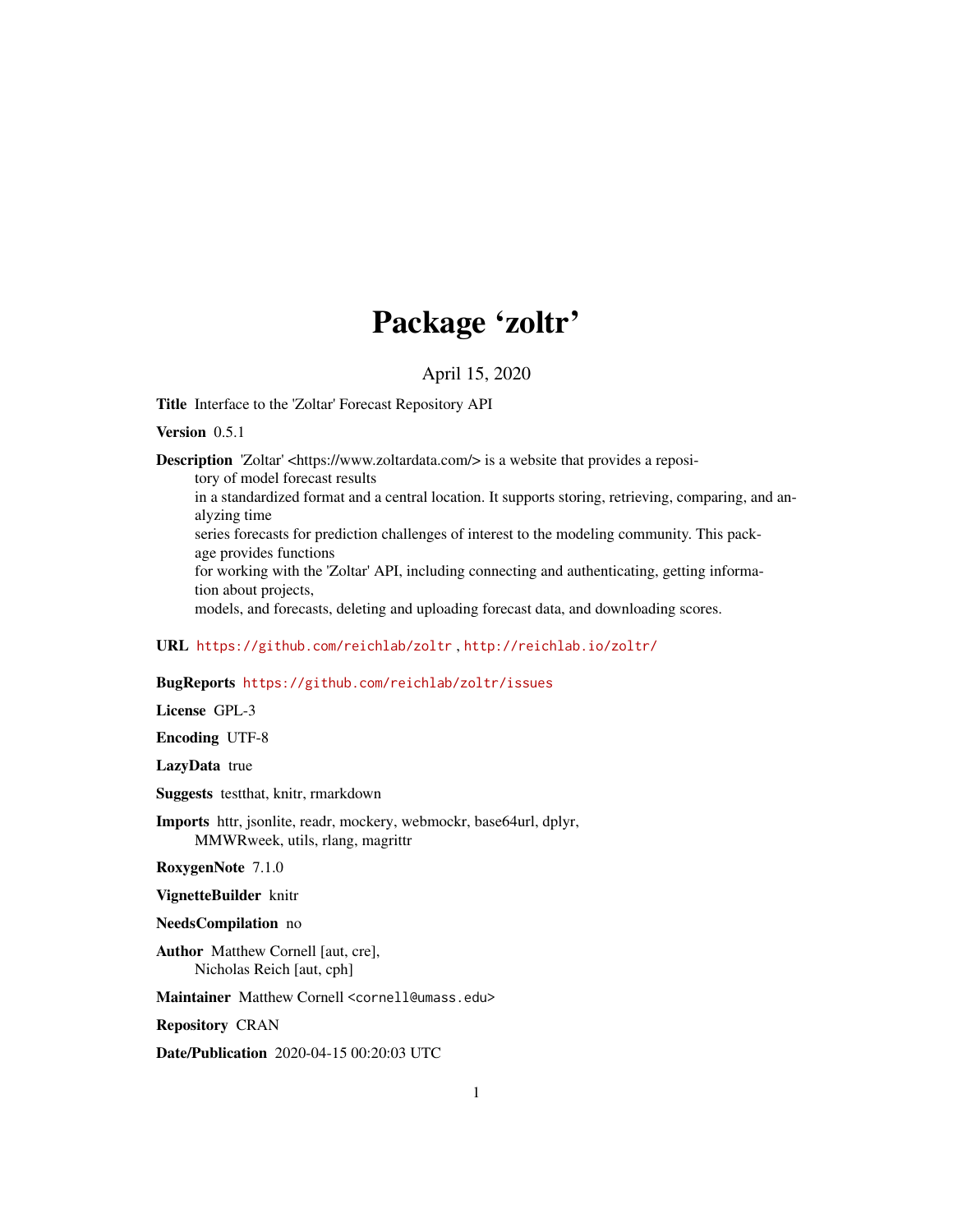# Package 'zoltr'

April 15, 2020

**Title** Interface to the 'Zoltar' Forecast Repository API

**Version** 0.5.1

**Description** 'Zoltar' <https://www.zoltardata.com/> is a website that provides a repository of model forecast results in a standardized format and a central location. It supports storing, retrieving, comparing, and analyzing time series forecasts for prediction challenges of interest to the modeling community. This package provides functions for working with the 'Zoltar' API, including connecting and authenticating, getting information about projects, models, and forecasts, deleting and uploading forecast data, and downloading scores.

**URL** https://github.com/reichlab/zoltr , http://reichlab.io/zoltr/

**BugReports** https://github.com/reichlab/zoltr/issues

**License** GPL-3

**Encoding** UTF-8

**LazyData** true

**Suggests** testthat, knitr, rmarkdown

**Imports** httr, jsonlite, readr, mockery, webmockr, base64url, dplyr, MMWRweek, utils, rlang, magrittr

**RoxygenNote** 7.1.0

**VignetteBuilder** knitr

**NeedsCompilation** no

**Author** Matthew Cornell [aut, cre], Nicholas Reich [aut, cph]

**Maintainer** Matthew Cornell <cornell@umass.edu>

**Repository** CRAN

**Date/Publication** 2020-04-15 00:20:03 UTC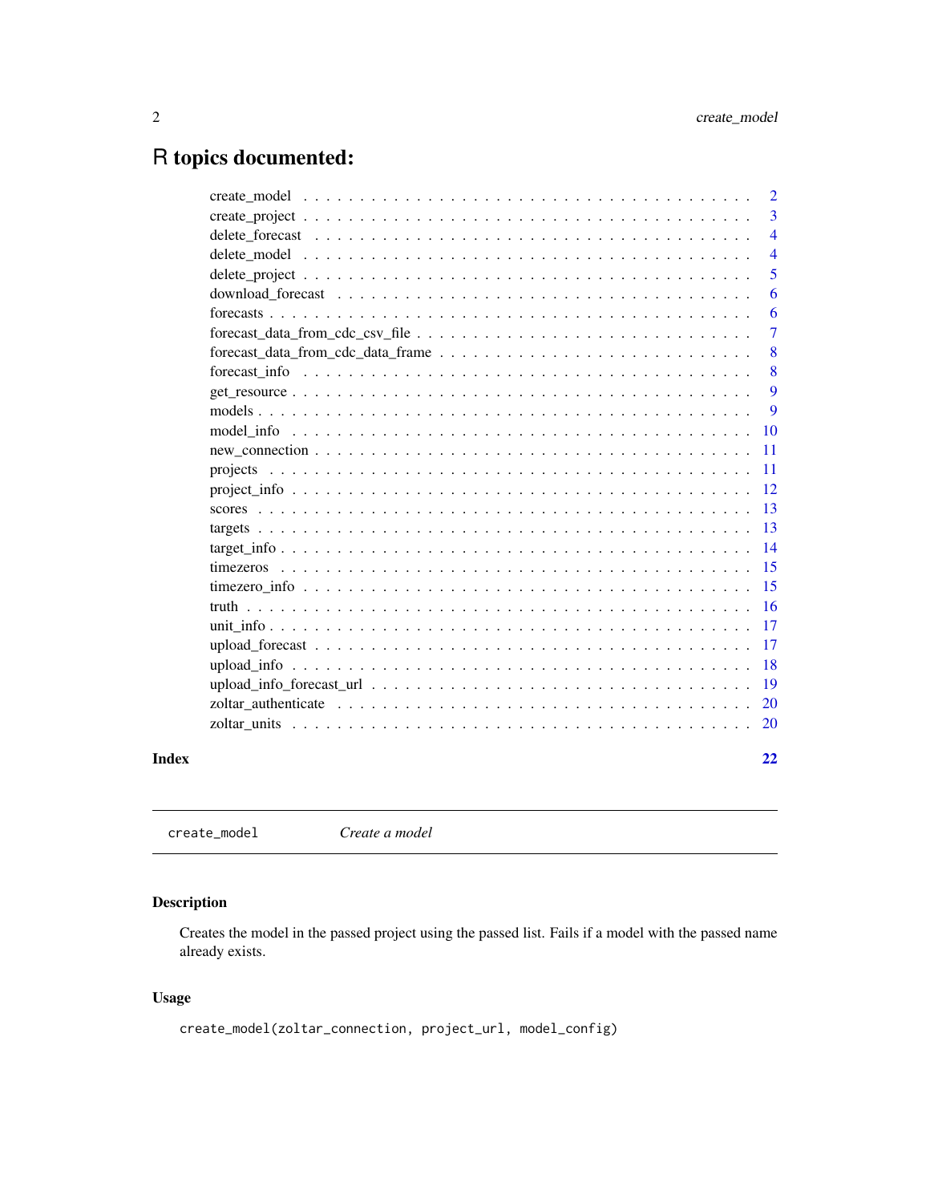# R topics documented:

| | |
|---|---|
| create_model | 2 |
| create_project | 3 |
| delete_forecast | 4 |
| delete_model | 4 |
| delete_project | 5 |
| download_forecast | 6 |
| forecasts | 6 |
| forecast_data_from_cdc_csv_file | 7 |
| forecast_data_from_cdc_data_frame | 8 |
| forecast_info | 8 |
| get_resource | 9 |
| models | 9 |
| model_info | 10 |
| new_connection | 11 |
| projects | 11 |
| project_info | 12 |
| scores | 13 |
| targets | 13 |
| target_info | 14 |
| timezeros | 15 |
| timezero_info | 15 |
| truth | 16 |
| unit_info | 17 |
| upload_forecast | 17 |
| upload_info | 18 |
| upload_info_forecast_url | 19 |
| zoltar_authenticate | 20 |
| zoltar_units | 20 |

**Index** **22**

---

`create_model` *Create a model*

---

### Description

Creates the model in the passed project using the passed list. Fails if a model with the passed name already exists.

### Usage

```
create_model(zoltar_connection, project_url, model_config)
```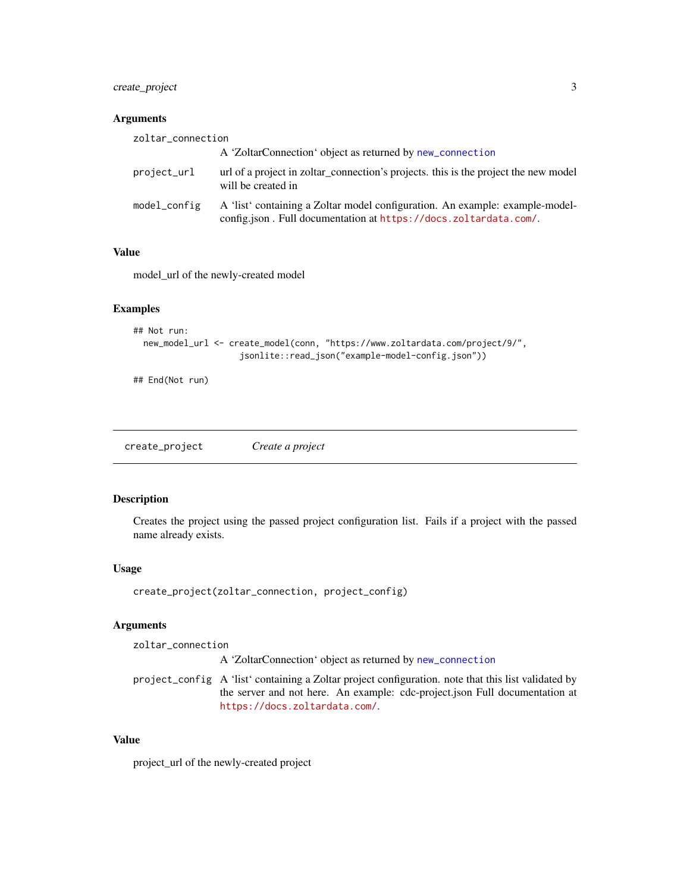### Arguments

zoltar_connection
: A 'ZoltarConnection' object as returned by `new_connection`

project_url
: url of a project in zoltar_connection's projects. this is the project the new model will be created in

model_config
: A 'list' containing a Zoltar model configuration. An example: example-model-config.json . Full documentation at https://docs.zoltardata.com/.

### Value

model_url of the newly-created model

### Examples

```
## Not run:
  new_model_url <- create_model(conn, "https://www.zoltardata.com/project/9/",
                      jsonlite::read_json("example-model-config.json"))

## End(Not run)
```

---

## create_project    *Create a project*

---

### Description

Creates the project using the passed project configuration list. Fails if a project with the passed name already exists.

### Usage

```
create_project(zoltar_connection, project_config)
```

### Arguments

zoltar_connection
: A 'ZoltarConnection' object as returned by `new_connection`

project_config
: A 'list' containing a Zoltar project configuration. note that this list validated by the server and not here. An example: cdc-project.json Full documentation at https://docs.zoltardata.com/.

### Value

project_url of the newly-created project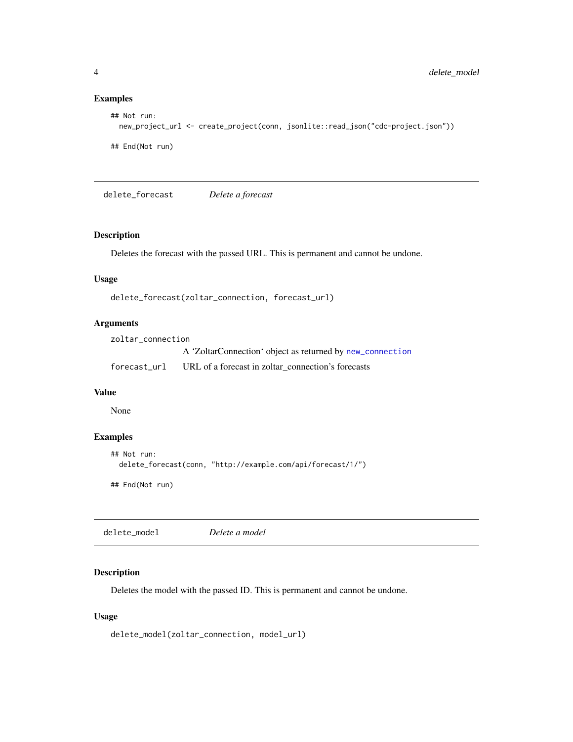### Examples

```
## Not run:
  new_project_url <- create_project(conn, jsonlite::read_json("cdc-project.json"))

## End(Not run)
```

---

## delete_forecast *Delete a forecast*

### Description

Deletes the forecast with the passed URL. This is permanent and cannot be undone.

### Usage

```
delete_forecast(zoltar_connection, forecast_url)
```

### Arguments

| | |
|---|---|
| zoltar_connection | A 'ZoltarConnection' object as returned by new_connection |
| forecast_url | URL of a forecast in zoltar_connection's forecasts |

### Value

None

### Examples

```
## Not run:
  delete_forecast(conn, "http://example.com/api/forecast/1/")

## End(Not run)
```

---

## delete_model *Delete a model*

### Description

Deletes the model with the passed ID. This is permanent and cannot be undone.

### Usage

```
delete_model(zoltar_connection, model_url)
```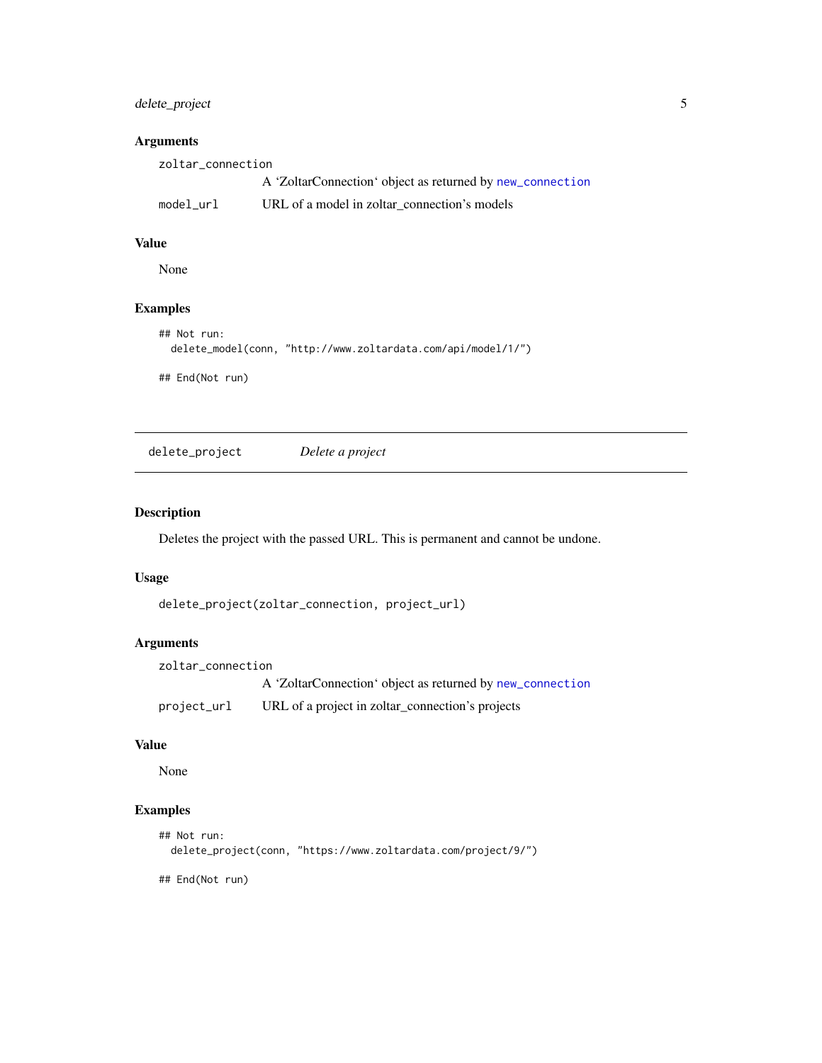### Arguments

zoltar_connection
A 'ZoltarConnection' object as returned by new_connection

model_url
URL of a model in zoltar_connection's models

### Value

None

### Examples

```
## Not run:
  delete_model(conn, "http://www.zoltardata.com/api/model/1/")

## End(Not run)
```

---

## delete_project — *Delete a project*

### Description

Deletes the project with the passed URL. This is permanent and cannot be undone.

### Usage

```
delete_project(zoltar_connection, project_url)
```

### Arguments

zoltar_connection
A 'ZoltarConnection' object as returned by new_connection

project_url
URL of a project in zoltar_connection's projects

### Value

None

### Examples

```
## Not run:
  delete_project(conn, "https://www.zoltardata.com/project/9/")

## End(Not run)
```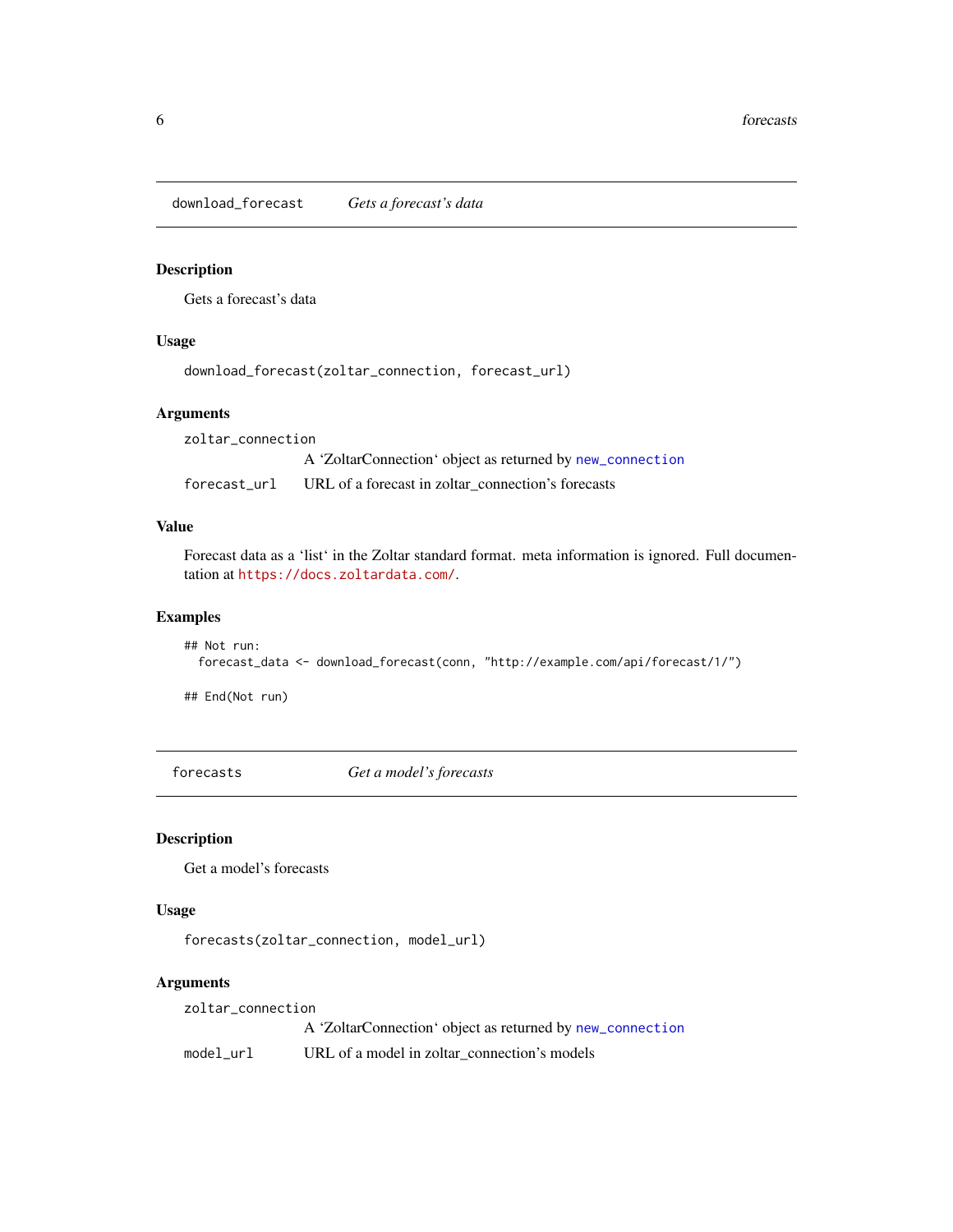## download_forecast — *Gets a forecast's data*

### Description

Gets a forecast's data

### Usage

```
download_forecast(zoltar_connection, forecast_url)
```

### Arguments

| | |
|---|---|
| zoltar_connection | A 'ZoltarConnection' object as returned by new_connection |
| forecast_url | URL of a forecast in zoltar_connection's forecasts |

### Value

Forecast data as a 'list' in the Zoltar standard format. meta information is ignored. Full documentation at https://docs.zoltardata.com/.

### Examples

```
## Not run:
  forecast_data <- download_forecast(conn, "http://example.com/api/forecast/1/")

## End(Not run)
```

## forecasts — *Get a model's forecasts*

### Description

Get a model's forecasts

### Usage

```
forecasts(zoltar_connection, model_url)
```

### Arguments

| | |
|---|---|
| zoltar_connection | A 'ZoltarConnection' object as returned by new_connection |
| model_url | URL of a model in zoltar_connection's models |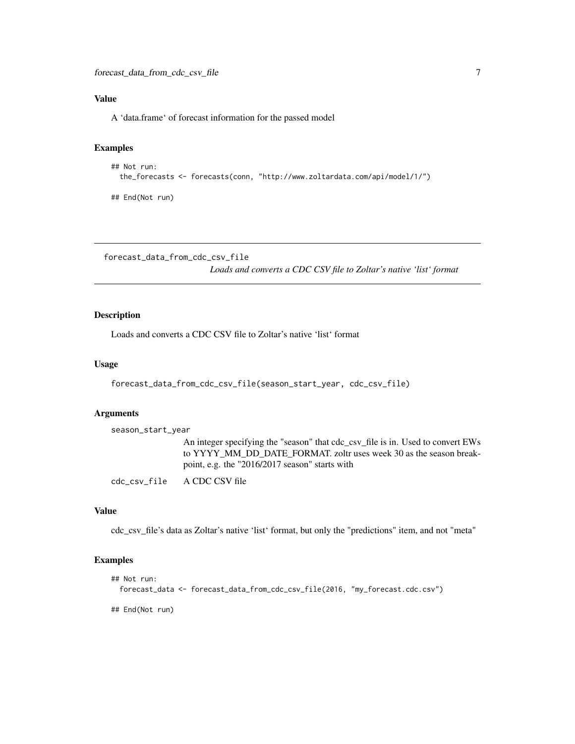### Value

A 'data.frame' of forecast information for the passed model

### Examples

```
## Not run:
  the_forecasts <- forecasts(conn, "http://www.zoltardata.com/api/model/1/")

## End(Not run)
```

---

## forecast_data_from_cdc_csv_file

*Loads and converts a CDC CSV file to Zoltar's native 'list' format*

---

### Description

Loads and converts a CDC CSV file to Zoltar's native 'list' format

### Usage

```
forecast_data_from_cdc_csv_file(season_start_year, cdc_csv_file)
```

### Arguments

| | |
|---|---|
| `season_start_year` | An integer specifying the "season" that cdc_csv_file is in. Used to convert EWs to YYYY_MM_DD_DATE_FORMAT. zoltr uses week 30 as the season breakpoint, e.g. the "2016/2017 season" starts with |
| `cdc_csv_file` | A CDC CSV file |

### Value

cdc_csv_file's data as Zoltar's native 'list' format, but only the "predictions" item, and not "meta"

### Examples

```
## Not run:
  forecast_data <- forecast_data_from_cdc_csv_file(2016, "my_forecast.cdc.csv")

## End(Not run)
```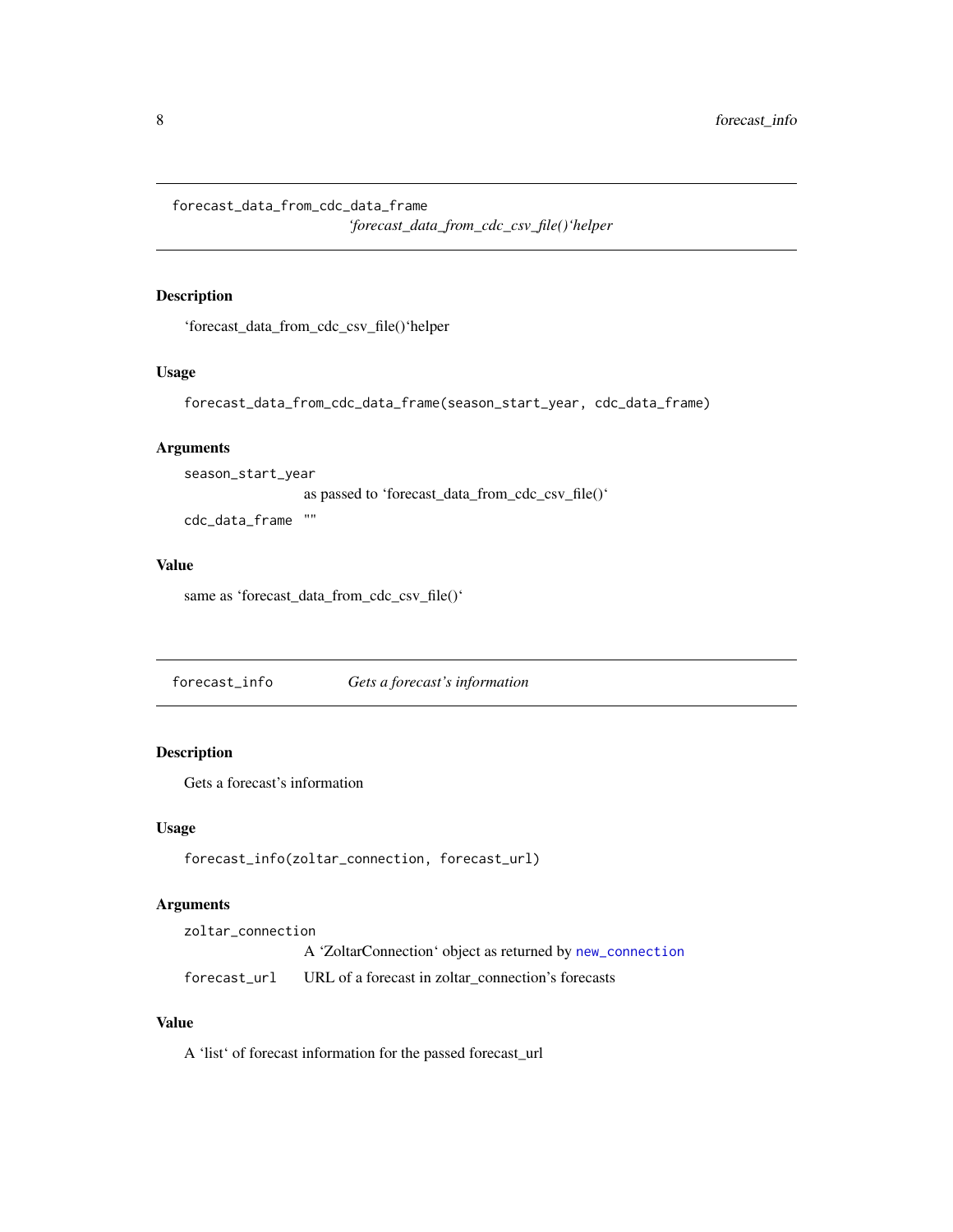## forecast_data_from_cdc_data_frame

*'forecast_data_from_cdc_csv_file()'helper*

### Description

'forecast_data_from_cdc_csv_file()'helper

### Usage

```
forecast_data_from_cdc_data_frame(season_start_year, cdc_data_frame)
```

### Arguments

| | |
|---|---|
| `season_start_year` | as passed to 'forecast_data_from_cdc_csv_file()' |
| `cdc_data_frame` | "" |

### Value

same as 'forecast_data_from_cdc_csv_file()'

## forecast_info

*Gets a forecast's information*

### Description

Gets a forecast's information

### Usage

```
forecast_info(zoltar_connection, forecast_url)
```

### Arguments

| | |
|---|---|
| `zoltar_connection` | A 'ZoltarConnection' object as returned by `new_connection` |
| `forecast_url` | URL of a forecast in zoltar_connection's forecasts |

### Value

A 'list' of forecast information for the passed forecast_url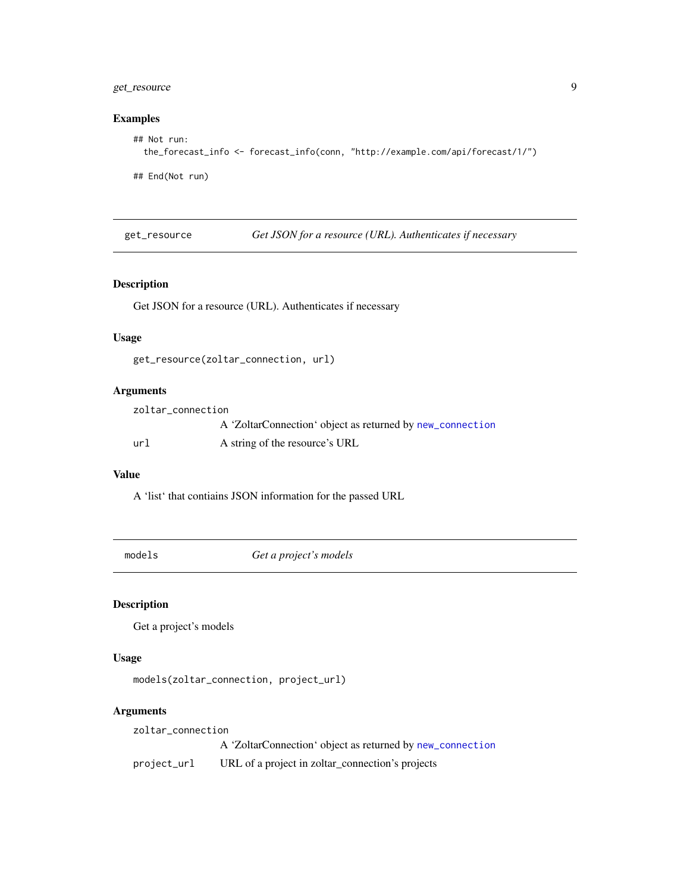## Examples

```
## Not run:
  the_forecast_info <- forecast_info(conn, "http://example.com/api/forecast/1/")

## End(Not run)
```

---

## get_resource — *Get JSON for a resource (URL). Authenticates if necessary*

### Description

Get JSON for a resource (URL). Authenticates if necessary

### Usage

```
get_resource(zoltar_connection, url)
```

### Arguments

| | |
|---|---|
| zoltar_connection | A 'ZoltarConnection' object as returned by new_connection |
| url | A string of the resource's URL |

### Value

A 'list' that contiains JSON information for the passed URL

---

## models — *Get a project's models*

### Description

Get a project's models

### Usage

```
models(zoltar_connection, project_url)
```

### Arguments

| | |
|---|---|
| zoltar_connection | A 'ZoltarConnection' object as returned by new_connection |
| project_url | URL of a project in zoltar_connection's projects |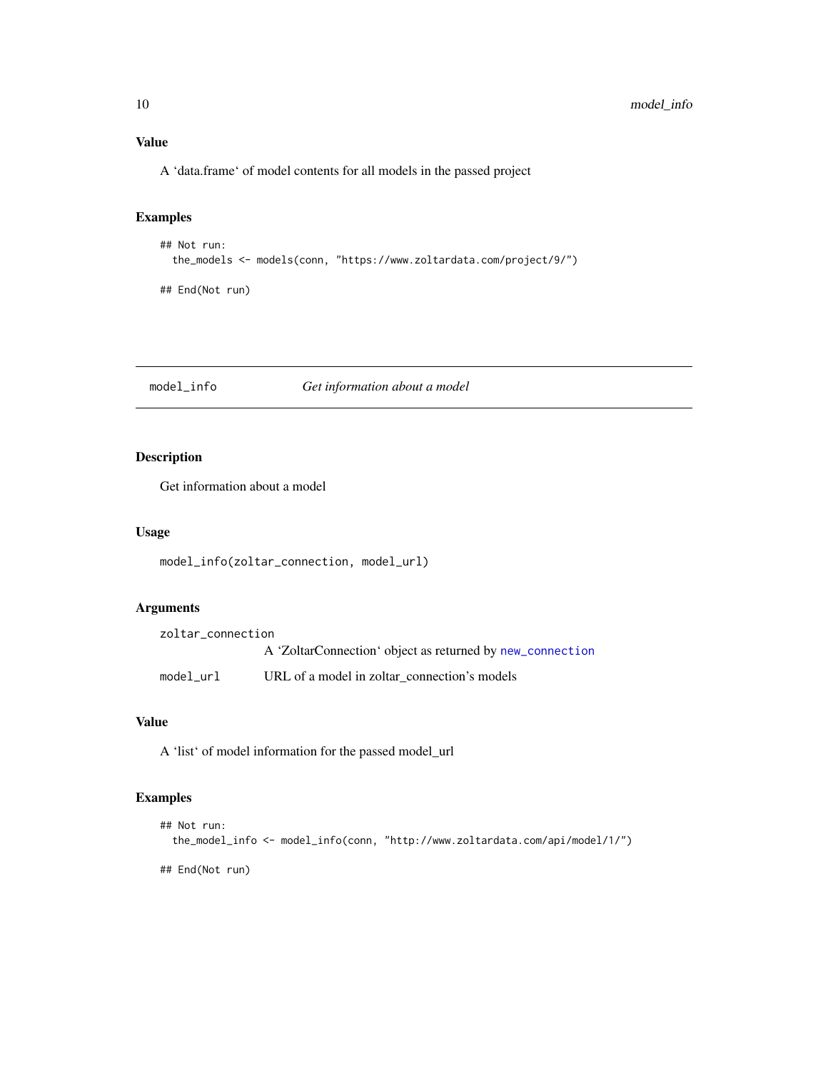### Value

A ‘data.frame‘ of model contents for all models in the passed project

### Examples

```
## Not run:
  the_models <- models(conn, "https://www.zoltardata.com/project/9/")

## End(Not run)
```

---

## model_info — *Get information about a model*

### Description

Get information about a model

### Usage

```
model_info(zoltar_connection, model_url)
```

### Arguments

| | |
|---|---|
| zoltar_connection | A ‘ZoltarConnection‘ object as returned by new_connection |
| model_url | URL of a model in zoltar_connection’s models |

### Value

A ‘list‘ of model information for the passed model_url

### Examples

```
## Not run:
  the_model_info <- model_info(conn, "http://www.zoltardata.com/api/model/1/")

## End(Not run)
```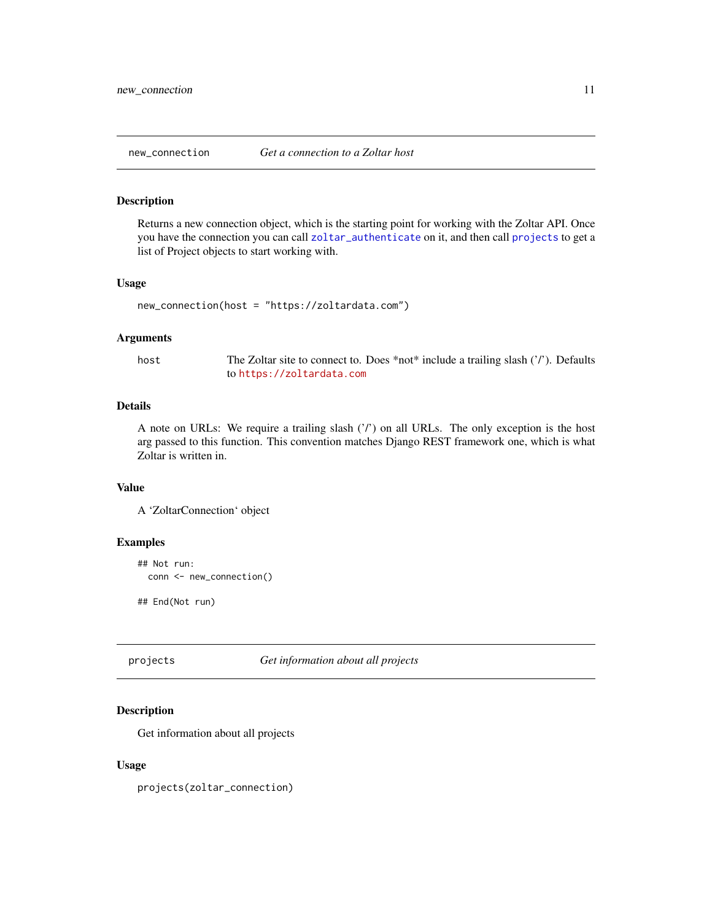## new_connection *Get a connection to a Zoltar host*

### Description

Returns a new connection object, which is the starting point for working with the Zoltar API. Once you have the connection you can call `zoltar_authenticate` on it, and then call `projects` to get a list of Project objects to start working with.

### Usage

```
new_connection(host = "https://zoltardata.com")
```

### Arguments

| | |
|---|---|
| host | The Zoltar site to connect to. Does *not* include a trailing slash ('/'). Defaults to https://zoltardata.com |

### Details

A note on URLs: We require a trailing slash ('/') on all URLs. The only exception is the host arg passed to this function. This convention matches Django REST framework one, which is what Zoltar is written in.

### Value

A 'ZoltarConnection' object

### Examples

```
## Not run:
  conn <- new_connection()

## End(Not run)
```

## projects *Get information about all projects*

### Description

Get information about all projects

### Usage

```
projects(zoltar_connection)
```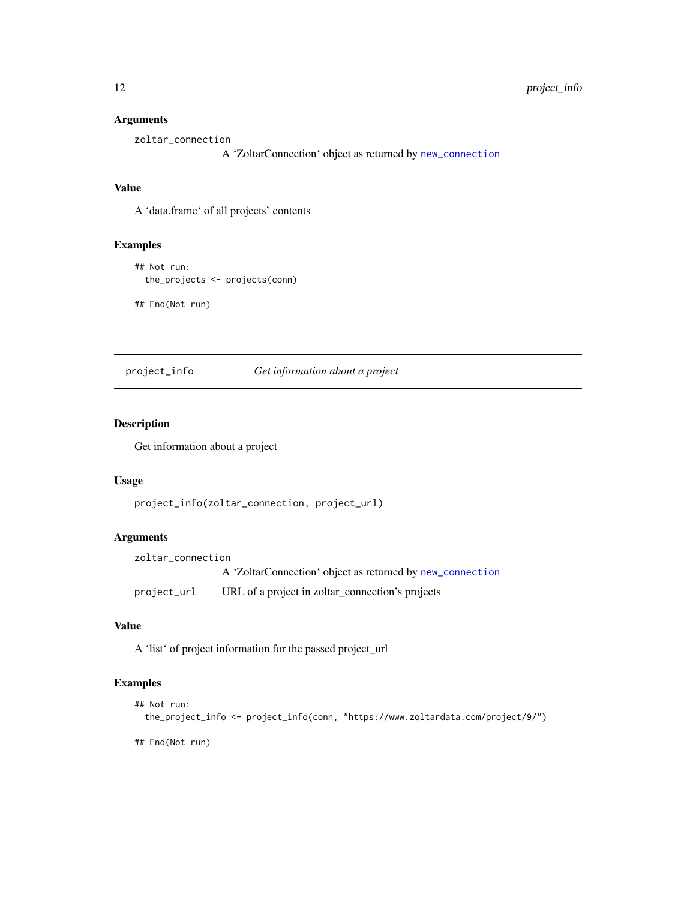### Arguments

zoltar_connection
: A ‘ZoltarConnection‘ object as returned by `new_connection`

### Value

A ‘data.frame‘ of all projects’ contents

### Examples

```
## Not run:
  the_projects <- projects(conn)

## End(Not run)
```

---

## project_info — *Get information about a project*

### Description

Get information about a project

### Usage

```
project_info(zoltar_connection, project_url)
```

### Arguments

zoltar_connection
: A ‘ZoltarConnection‘ object as returned by `new_connection`

project_url
: URL of a project in zoltar_connection’s projects

### Value

A ‘list‘ of project information for the passed project_url

### Examples

```
## Not run:
  the_project_info <- project_info(conn, "https://www.zoltardata.com/project/9/")

## End(Not run)
```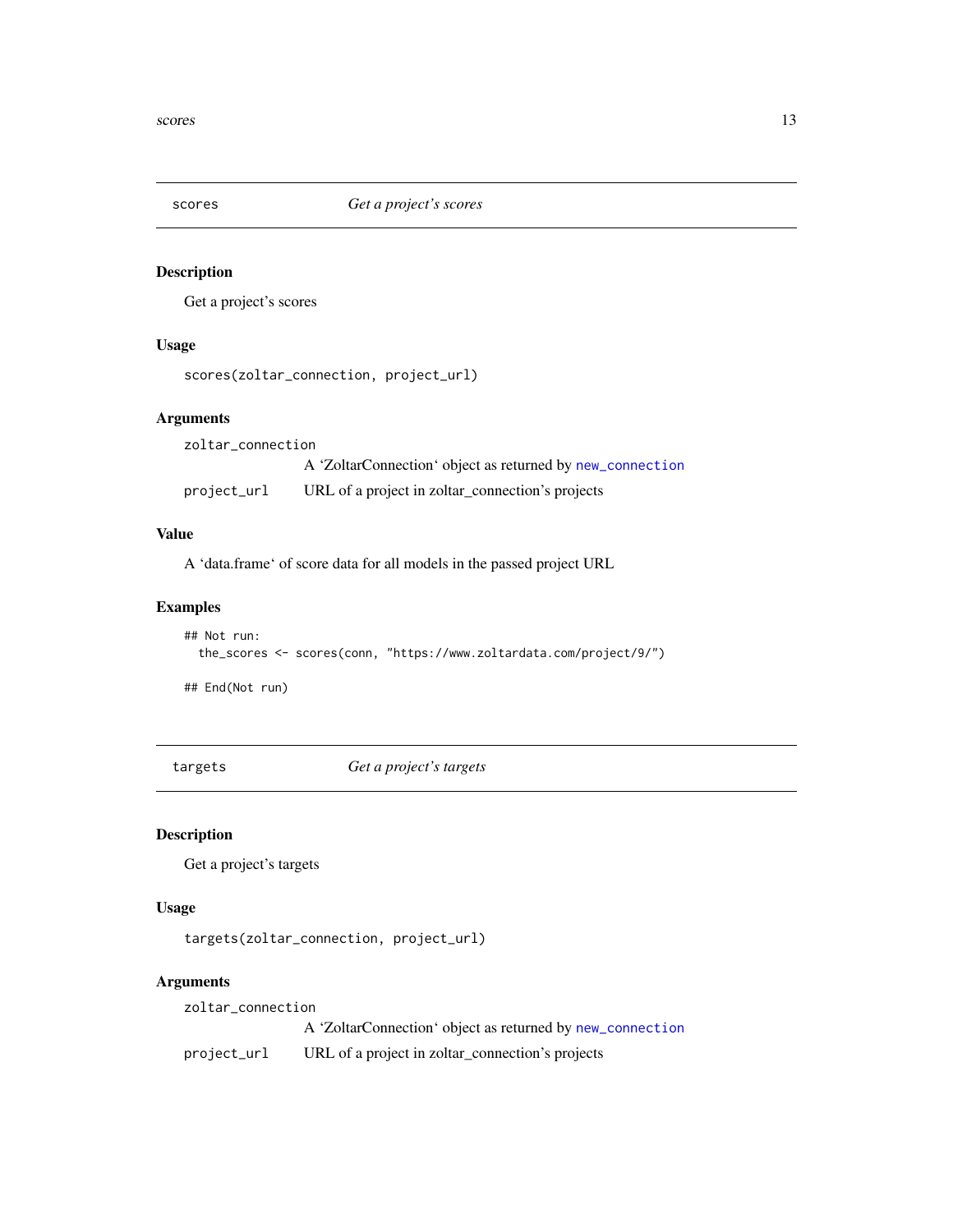## scores — *Get a project's scores*

### Description

Get a project's scores

### Usage

```
scores(zoltar_connection, project_url)
```

### Arguments

| | |
|---|---|
| zoltar_connection | A 'ZoltarConnection' object as returned by new_connection |
| project_url | URL of a project in zoltar_connection's projects |

### Value

A 'data.frame' of score data for all models in the passed project URL

### Examples

```
## Not run:
  the_scores <- scores(conn, "https://www.zoltardata.com/project/9/")

## End(Not run)
```

## targets — *Get a project's targets*

### Description

Get a project's targets

### Usage

```
targets(zoltar_connection, project_url)
```

### Arguments

| | |
|---|---|
| zoltar_connection | A 'ZoltarConnection' object as returned by new_connection |
| project_url | URL of a project in zoltar_connection's projects |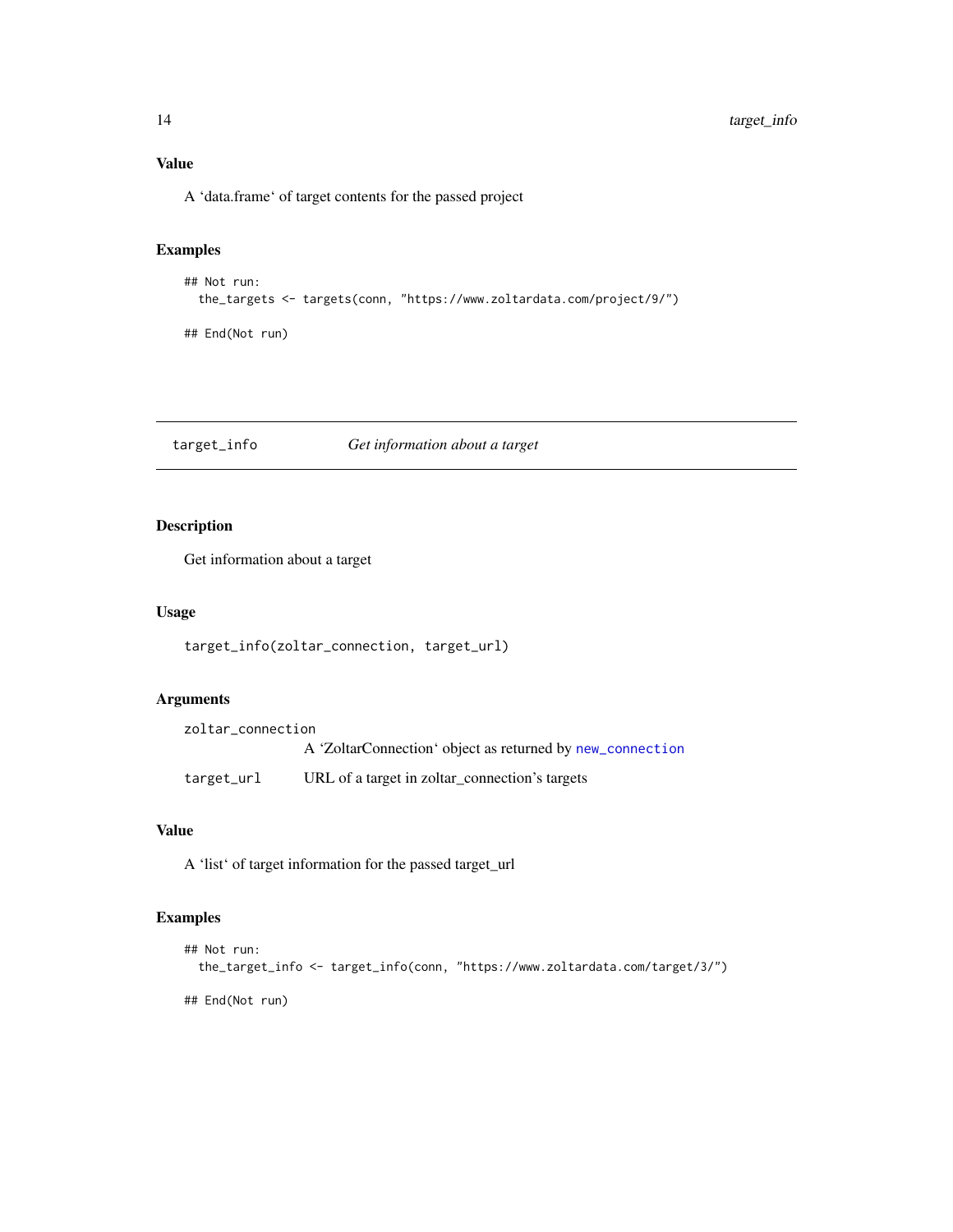### Value

A 'data.frame' of target contents for the passed project

### Examples

```
## Not run:
  the_targets <- targets(conn, "https://www.zoltardata.com/project/9/")

## End(Not run)
```

---

## target_info — *Get information about a target*

---

### Description

Get information about a target

### Usage

```
target_info(zoltar_connection, target_url)
```

### Arguments

| | |
|---|---|
| zoltar_connection | A 'ZoltarConnection' object as returned by new_connection |
| target_url | URL of a target in zoltar_connection's targets |

### Value

A 'list' of target information for the passed target_url

### Examples

```
## Not run:
  the_target_info <- target_info(conn, "https://www.zoltardata.com/target/3/")

## End(Not run)
```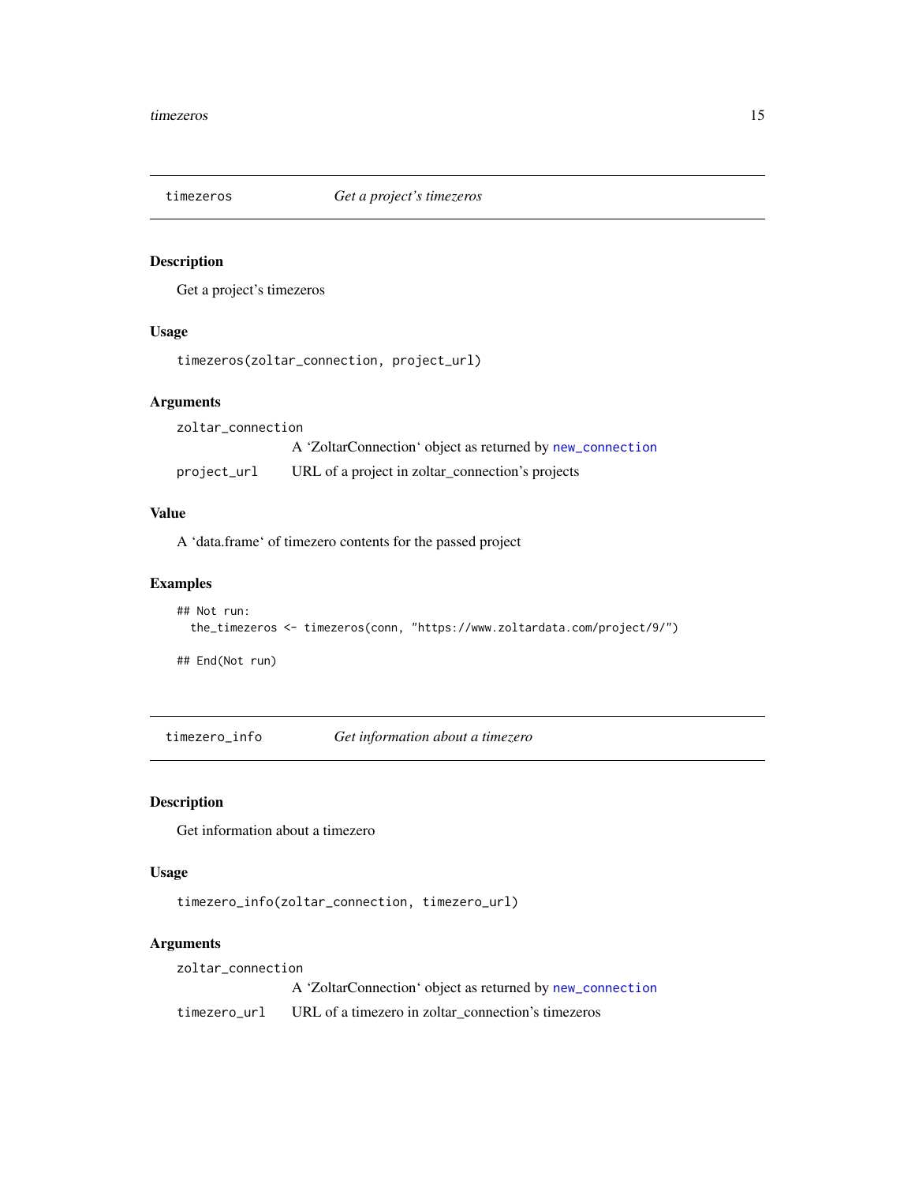## timezeros *Get a project's timezeros*

### Description

Get a project's timezeros

### Usage

```
timezeros(zoltar_connection, project_url)
```

### Arguments

| | |
|---|---|
| `zoltar_connection` | A 'ZoltarConnection' object as returned by `new_connection` |
| `project_url` | URL of a project in zoltar_connection's projects |

### Value

A 'data.frame' of timezero contents for the passed project

### Examples

```
## Not run:
  the_timezeros <- timezeros(conn, "https://www.zoltardata.com/project/9/")

## End(Not run)
```

## timezero_info *Get information about a timezero*

### Description

Get information about a timezero

### Usage

```
timezero_info(zoltar_connection, timezero_url)
```

### Arguments

| | |
|---|---|
| `zoltar_connection` | A 'ZoltarConnection' object as returned by `new_connection` |
| `timezero_url` | URL of a timezero in zoltar_connection's timezeros |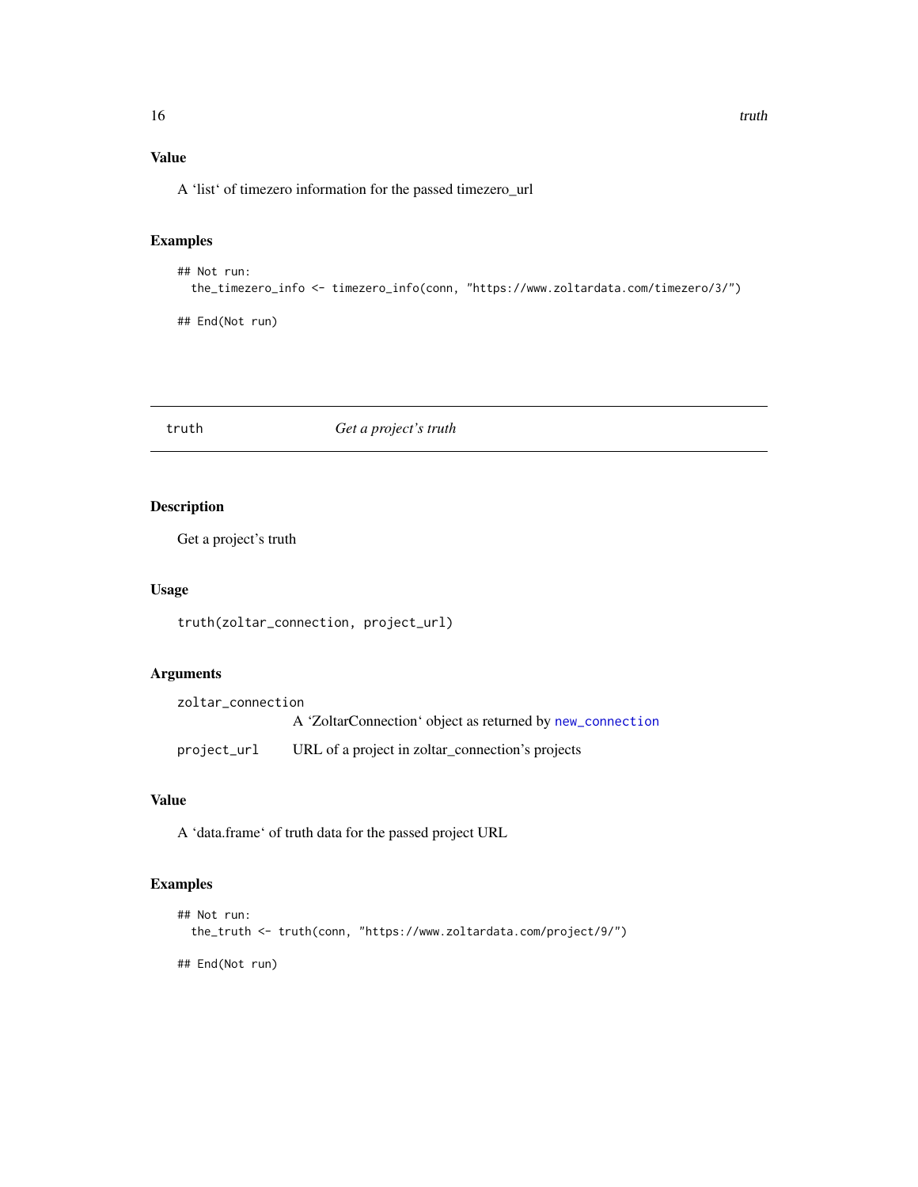## Value

A 'list' of timezero information for the passed timezero_url

## Examples

```
## Not run:
  the_timezero_info <- timezero_info(conn, "https://www.zoltardata.com/timezero/3/")

## End(Not run)
```

---

# truth — *Get a project's truth*

---

## Description

Get a project's truth

## Usage

```
truth(zoltar_connection, project_url)
```

## Arguments

| | |
|---|---|
| zoltar_connection | A 'ZoltarConnection' object as returned by new_connection |
| project_url | URL of a project in zoltar_connection's projects |

## Value

A 'data.frame' of truth data for the passed project URL

## Examples

```
## Not run:
  the_truth <- truth(conn, "https://www.zoltardata.com/project/9/")

## End(Not run)
```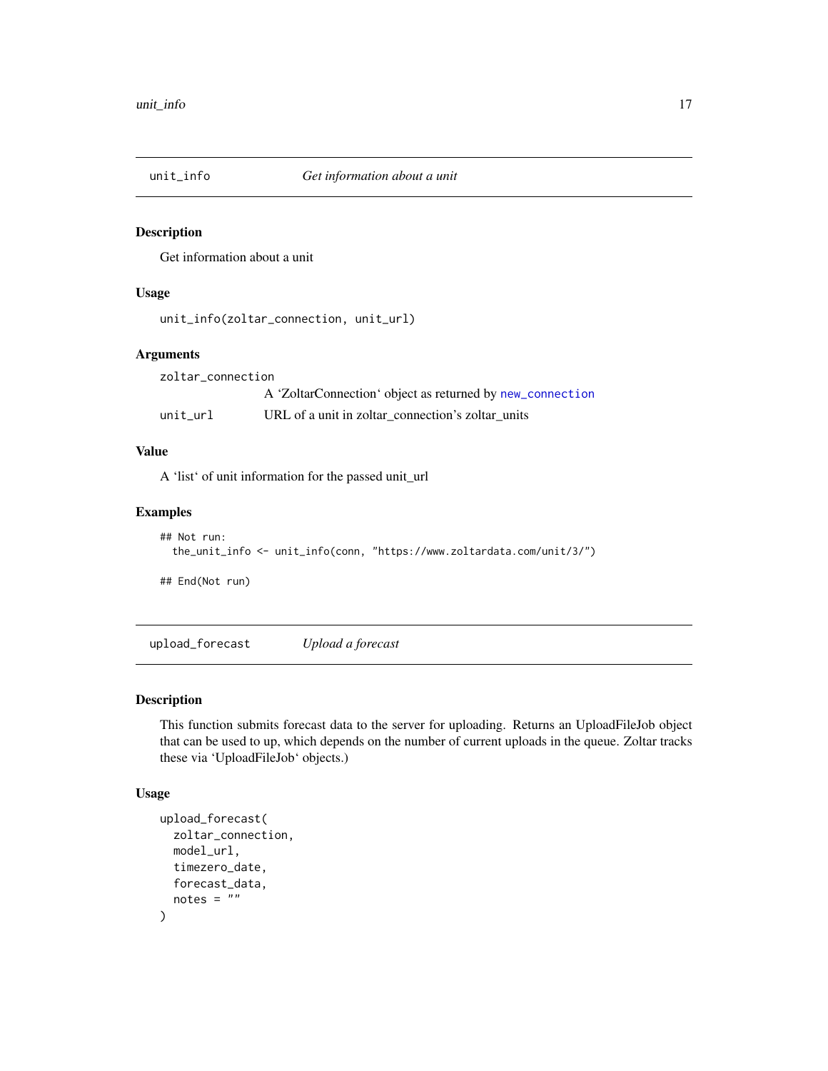## unit_info — *Get information about a unit*

### Description

Get information about a unit

### Usage

```
unit_info(zoltar_connection, unit_url)
```

### Arguments

| | |
|---|---|
| zoltar_connection | A 'ZoltarConnection' object as returned by new_connection |
| unit_url | URL of a unit in zoltar_connection's zoltar_units |

### Value

A 'list' of unit information for the passed unit_url

### Examples

```
## Not run:
  the_unit_info <- unit_info(conn, "https://www.zoltardata.com/unit/3/")

## End(Not run)
```

## upload_forecast — *Upload a forecast*

### Description

This function submits forecast data to the server for uploading. Returns an UploadFileJob object that can be used to up, which depends on the number of current uploads in the queue. Zoltar tracks these via 'UploadFileJob' objects.)

### Usage

```
upload_forecast(
  zoltar_connection,
  model_url,
  timezero_date,
  forecast_data,
  notes = ""
)
```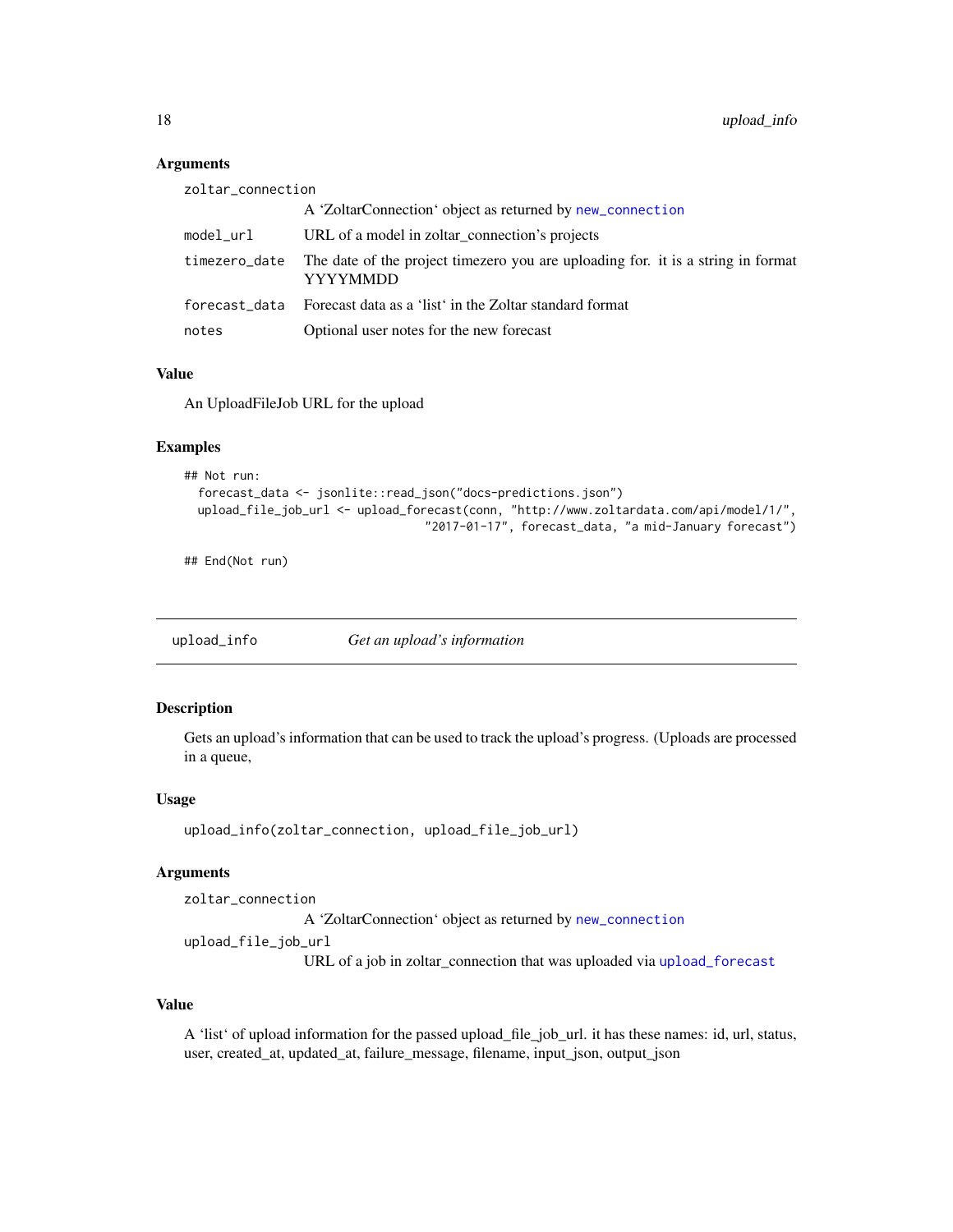### Arguments

| | |
|---|---|
| `zoltar_connection` | A 'ZoltarConnection' object as returned by `new_connection` |
| `model_url` | URL of a model in zoltar_connection's projects |
| `timezero_date` | The date of the project timezero you are uploading for. it is a string in format YYYYMMDD |
| `forecast_data` | Forecast data as a 'list' in the Zoltar standard format |
| `notes` | Optional user notes for the new forecast |

### Value

An UploadFileJob URL for the upload

### Examples

```
## Not run:
  forecast_data <- jsonlite::read_json("docs-predictions.json")
  upload_file_job_url <- upload_forecast(conn, "http://www.zoltardata.com/api/model/1/",
                                    "2017-01-17", forecast_data, "a mid-January forecast")

## End(Not run)
```

---

## upload_info — *Get an upload's information*

### Description

Gets an upload's information that can be used to track the upload's progress. (Uploads are processed in a queue,

### Usage

```
upload_info(zoltar_connection, upload_file_job_url)
```

### Arguments

| | |
|---|---|
| `zoltar_connection` | A 'ZoltarConnection' object as returned by `new_connection` |
| `upload_file_job_url` | URL of a job in zoltar_connection that was uploaded via `upload_forecast` |

### Value

A 'list' of upload information for the passed upload_file_job_url. it has these names: id, url, status, user, created_at, updated_at, failure_message, filename, input_json, output_json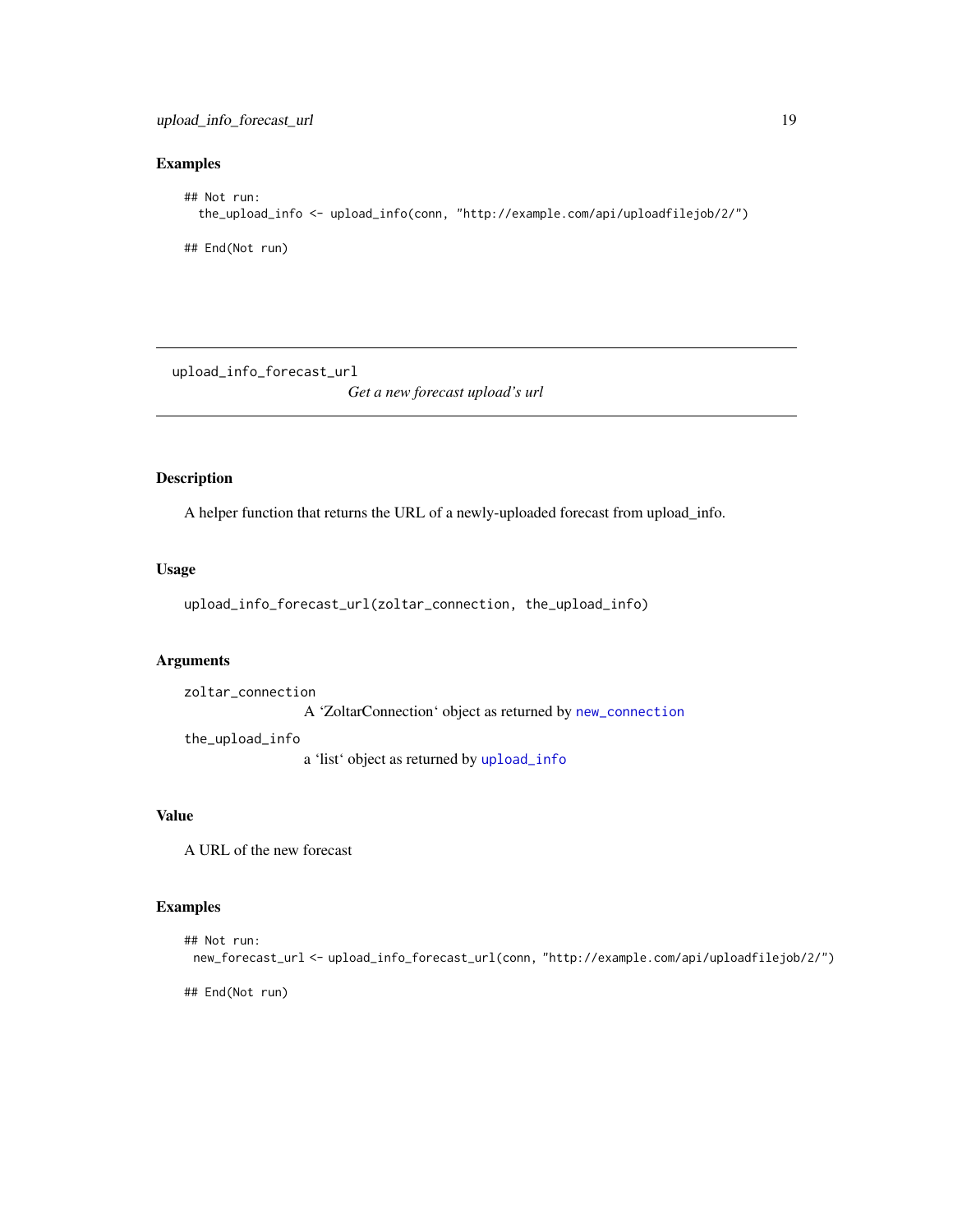### Examples

```
## Not run:
  the_upload_info <- upload_info(conn, "http://example.com/api/uploadfilejob/2/")

## End(Not run)
```

---

## upload_info_forecast_url

*Get a new forecast upload's url*

---

### Description

A helper function that returns the URL of a newly-uploaded forecast from upload_info.

### Usage

```
upload_info_forecast_url(zoltar_connection, the_upload_info)
```

### Arguments

`zoltar_connection`
: A 'ZoltarConnection' object as returned by `new_connection`

`the_upload_info`
: a 'list' object as returned by `upload_info`

### Value

A URL of the new forecast

### Examples

```
## Not run:
 new_forecast_url <- upload_info_forecast_url(conn, "http://example.com/api/uploadfilejob/2/")

## End(Not run)
```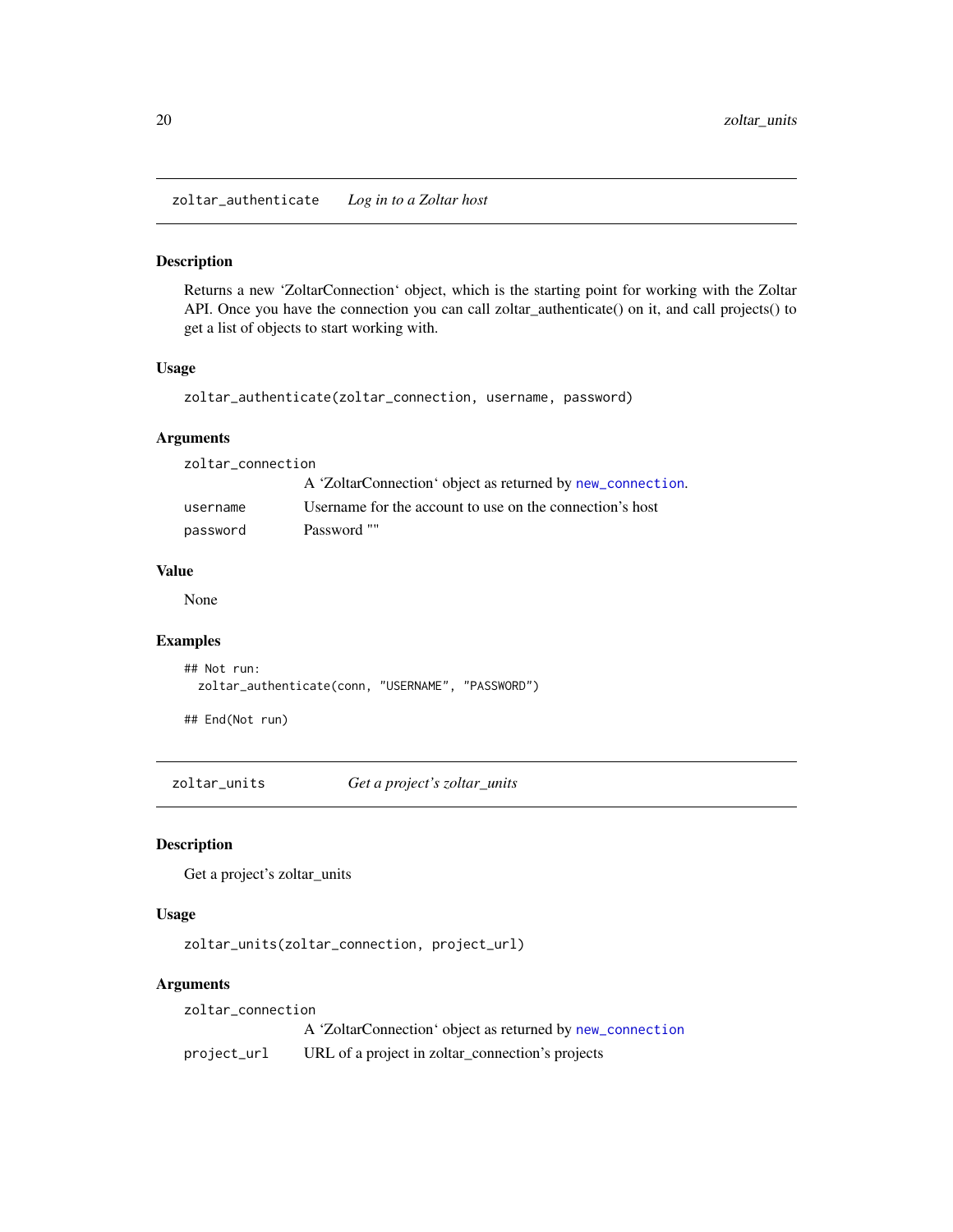## zoltar_authenticate — *Log in to a Zoltar host*

### Description

Returns a new 'ZoltarConnection' object, which is the starting point for working with the Zoltar API. Once you have the connection you can call zoltar_authenticate() on it, and call projects() to get a list of objects to start working with.

### Usage

```
zoltar_authenticate(zoltar_connection, username, password)
```

### Arguments

| | |
|---|---|
| `zoltar_connection` | A 'ZoltarConnection' object as returned by `new_connection`. |
| `username` | Username for the account to use on the connection's host |
| `password` | Password "" |

### Value

None

### Examples

```
## Not run:
  zoltar_authenticate(conn, "USERNAME", "PASSWORD")

## End(Not run)
```

## zoltar_units — *Get a project's zoltar_units*

### Description

Get a project's zoltar_units

### Usage

```
zoltar_units(zoltar_connection, project_url)
```

### Arguments

| | |
|---|---|
| `zoltar_connection` | A 'ZoltarConnection' object as returned by `new_connection` |
| `project_url` | URL of a project in zoltar_connection's projects |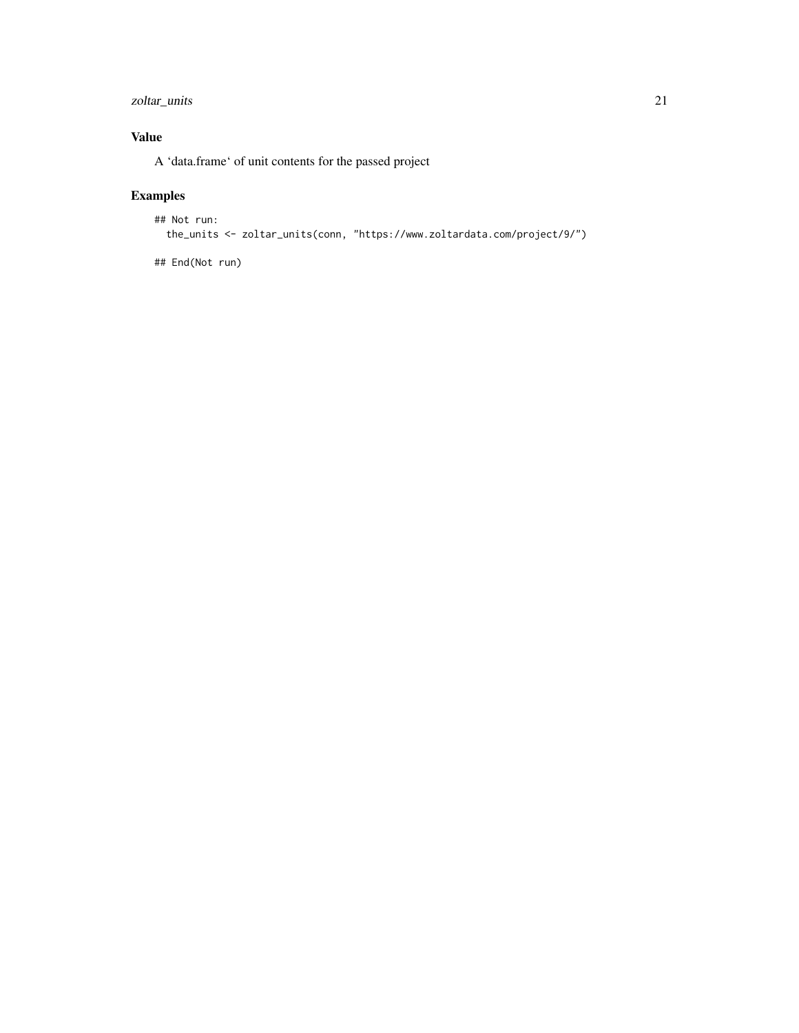## Value

A 'data.frame' of unit contents for the passed project

## Examples

```
## Not run:
  the_units <- zoltar_units(conn, "https://www.zoltardata.com/project/9/")

## End(Not run)
```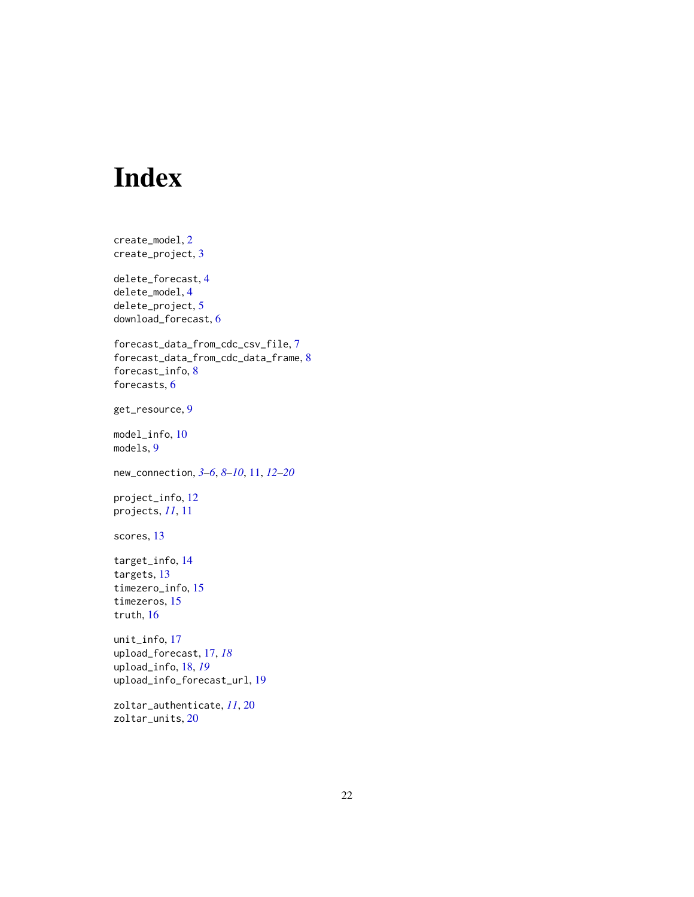# Index

create_model, 2
create_project, 3

delete_forecast, 4
delete_model, 4
delete_project, 5
download_forecast, 6

forecast_data_from_cdc_csv_file, 7
forecast_data_from_cdc_data_frame, 8
forecast_info, 8
forecasts, 6

get_resource, 9

model_info, 10
models, 9

new_connection, *3–6*, *8–10*, 11, *12–20*

project_info, 12
projects, *11*, 11

scores, 13

target_info, 14
targets, 13
timezero_info, 15
timezeros, 15
truth, 16

unit_info, 17
upload_forecast, 17, *18*
upload_info, 18, *19*
upload_info_forecast_url, 19

zoltar_authenticate, *11*, 20
zoltar_units, 20